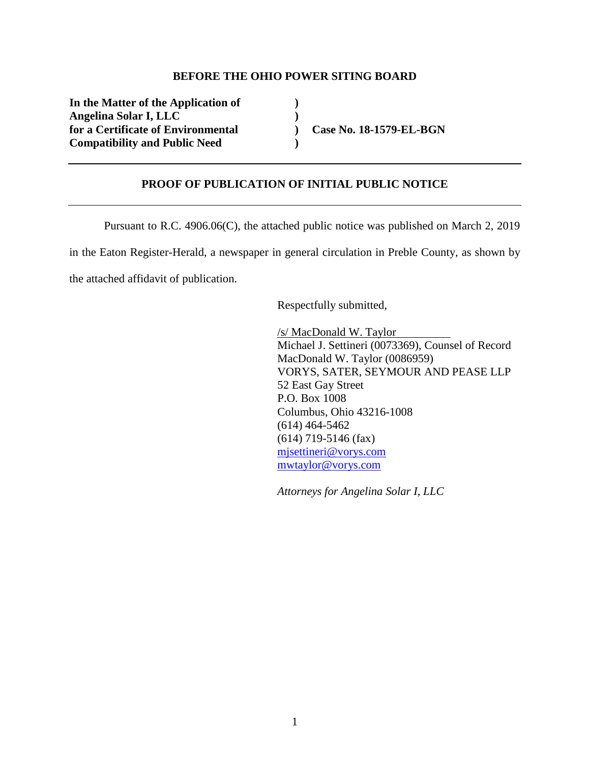**BEFORE THE OHIO POWER SITING BOARD**

| | | |
|---|---|---|
| **In the Matter of the Application of** | **)** | |
| **Angelina Solar I, LLC** | **)** | |
| **for a Certificate of Environmental** | **)** | **Case No. 18-1579-EL-BGN** |
| **Compatibility and Public Need** | **)** | |

---

**PROOF OF PUBLICATION OF INITIAL PUBLIC NOTICE**

---

Pursuant to R.C. 4906.06(C), the attached public notice was published on March 2, 2019 in the Eaton Register-Herald, a newspaper in general circulation in Preble County, as shown by the attached affidavit of publication.

Respectfully submitted,

/s/ MacDonald W. Taylor
Michael J. Settineri (0073369), Counsel of Record
MacDonald W. Taylor (0086959)
VORYS, SATER, SEYMOUR AND PEASE LLP
52 East Gay Street
P.O. Box 1008
Columbus, Ohio 43216-1008
(614) 464-5462
(614) 719-5146 (fax)
mjsettineri@vorys.com
mwtaylor@vorys.com

*Attorneys for Angelina Solar I, LLC*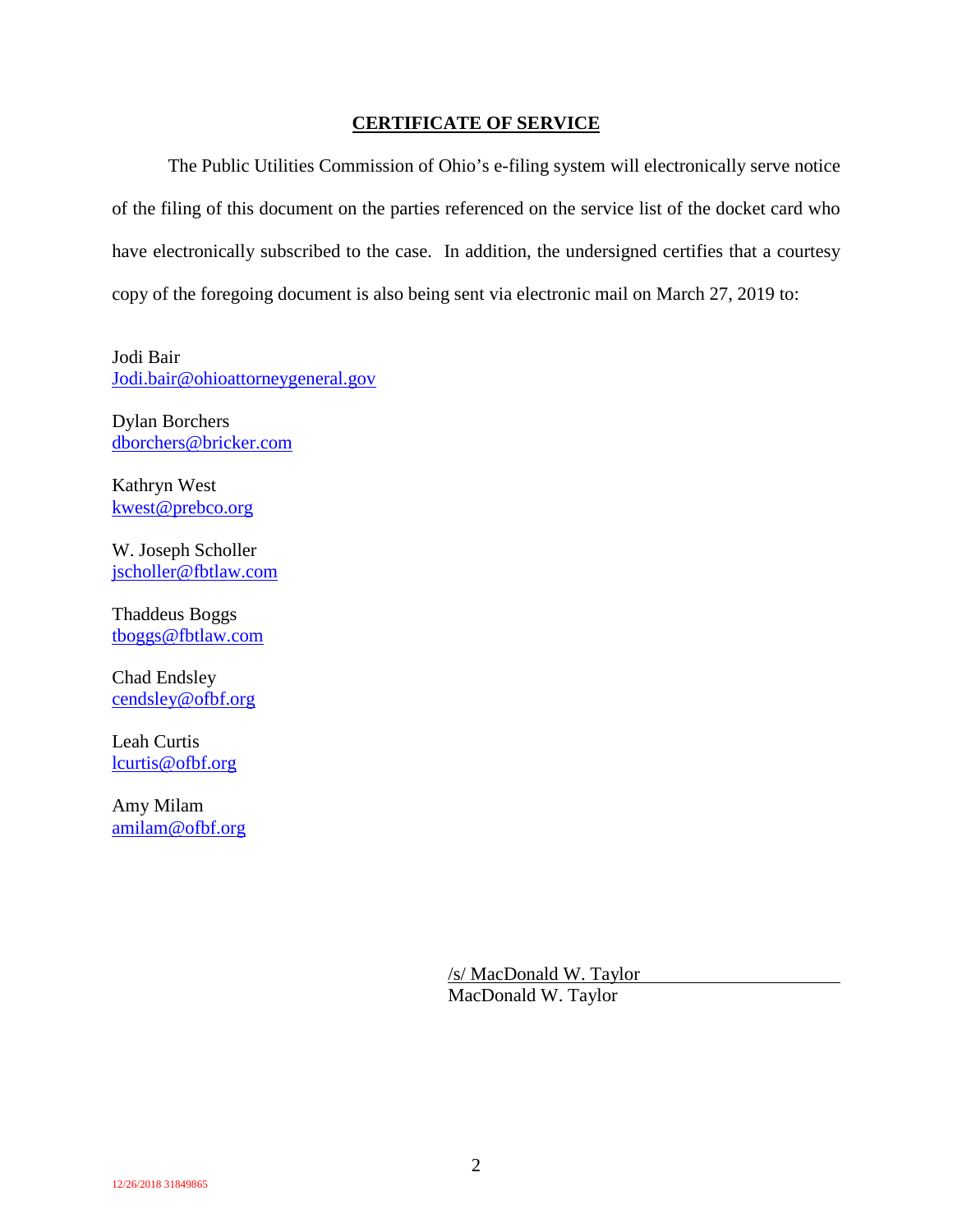## CERTIFICATE OF SERVICE

The Public Utilities Commission of Ohio's e-filing system will electronically serve notice of the filing of this document on the parties referenced on the service list of the docket card who have electronically subscribed to the case. In addition, the undersigned certifies that a courtesy copy of the foregoing document is also being sent via electronic mail on March 27, 2019 to:

Jodi Bair
Jodi.bair@ohioattorneygeneral.gov

Dylan Borchers
dborchers@bricker.com

Kathryn West
kwest@prebco.org

W. Joseph Scholler
jscholler@fbtlaw.com

Thaddeus Boggs
tboggs@fbtlaw.com

Chad Endsley
cendsley@ofbf.org

Leah Curtis
lcurtis@ofbf.org

Amy Milam
amilam@ofbf.org

/s/ MacDonald W. Taylor
MacDonald W. Taylor

12/26/2018 31849865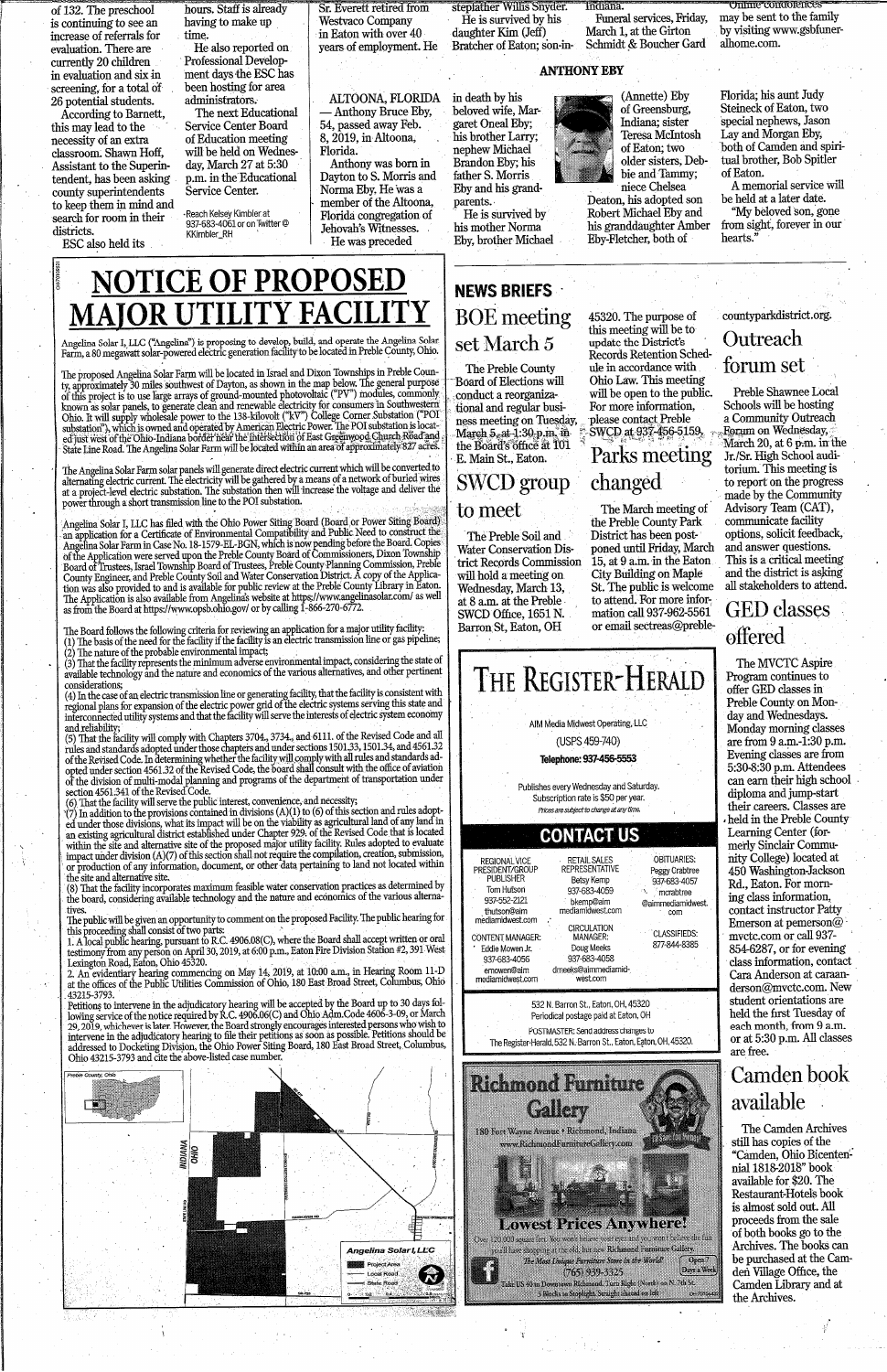of 132. The preschool is continuing to see an increase of referrals for evaluation. There are currently 20 children in evaluation and six in screening, for a total of 26 potential students.

According to Barnett, this may lead to the necessity of an extra classroom. Shawn Hoff, Assistant to the Superintendent, has been asking county superintendents to keep them in mind and search for room in their districts.

ESC also held its hours. Staff is already having to make up time.

He also reported on Professional Development days the ESC has been hosting for area administrators.

The next Educational Service Center Board of Education meeting will be held on Wednesday, March 27 at 5:30 p.m. in the Educational Service Center.

Reach Kelsey Kimbler at 937-683-4061 or on Twitter @KKimbler_RH

Sr. Everett retired from Westvaco Company in Eaton with over 40 years of employment. He stepfather Willis Snyder.

He is survived by his daughter Kim (Jeff) Bratcher of Eaton; son-in- Indiana.

Funeral services, Friday, March 1, at the Girton Schmidt & Boucher Gard Online condolences may be sent to the family by visiting www.gsbfuneralhome.com.

## ANTHONY EBY

ALTOONA, FLORIDA — Anthony Bruce Eby, 54, passed away Feb. 8, 2019, in Altoona, Florida.

Anthony was born in Dayton to S. Morris and Norma Eby. He was a member of the Altoona, Florida congregation of Jehovah's Witnesses.

He was preceded in death by his beloved wife, Margaret Oneal Eby; his brother Larry; nephew Michael Brandon Eby; his father S. Morris Eby and his grandparents.

He is survived by his mother Norma Eby, brother Michael (Annette) Eby of Greensburg, Indiana; sister Teresa McIntosh of Eaton; two older sisters, Debbie and Tammy; niece Chelsea Deaton, his adopted son Robert Michael Eby and his granddaughter Amber Eby-Fletcher, both of Florida; his aunt Judy Steineck of Eaton, two special nephews, Jason Lay and Morgan Eby, both of Camden and spiritual brother, Bob Spitler of Eaton.

A memorial service will be held at a later date.

"My beloved son, gone from sight, forever in our hearts."

# NOTICE OF PROPOSED MAJOR UTILITY FACILITY

Angelina Solar I, LLC ("Angelina") is proposing to develop, build, and operate the Angelina Solar Farm, a 80 megawatt solar-powered electric generation facility to be located in Preble County, Ohio.

The proposed Angelina Solar Farm will be located in Israel and Dixon Townships in Preble County, approximately 30 miles southwest of Dayton, as shown in the map below. The general purpose of this project is to use large arrays of ground-mounted photovoltaic ("PV") modules, commonly known as solar panels, to generate clean and renewable electricity for consumers in Southwestern Ohio. It will supply wholesale power to the 138-kilovolt ("kV") College Corner Substation ("POI substation"), which is owned and operated by American Electric Power. The POI substation is located just west of the Ohio-Indiana border near the intersection of East Greenwood Church Road and State Line Road. The Angelina Solar Farm will be located within an area of approximately 827 acres.

The Angelina Solar Farm solar panels will generate direct electric current which will be converted to alternating electric current. The electricity will be gathered by a means of a network of buried wires at a project-level electric substation. The substation then will increase the voltage and deliver the power through a short transmission line to the POI substation.

Angelina Solar I, LLC has filed with the Ohio Power Siting Board (Board or Power Siting Board) an application for a Certificate of Environmental Compatibility and Public Need to construct the Angelina Solar Farm in Case No. 18-1579-EL-BGN, which is now pending before the Board. Copies of the Application were served upon the Preble County Board of Commissioners, Dixon Township Board of Trustees, Israel Township Board of Trustees, Preble County Planning Commission, Preble County Engineer, and Preble County Soil and Water Conservation District. A copy of the Application was also provided to and is available for public review at the Preble County Library in Eaton. The Application is also available from Angelina's website at https://www.angelinasolar.com/ as well as from the Board at https://www.opsb.ohio.gov/ or by calling 1-866-270-6772.

The Board follows the following criteria for reviewing an application for a major utility facility:
(1) The basis of the need for the facility if the facility is an electric transmission line or gas pipeline;
(2) The nature of the probable environmental impact;
(3) That the facility represents the minimum adverse environmental impact, considering the state of available technology and the nature and economics of the various alternatives, and other pertinent considerations;
(4) In the case of an electric transmission line or generating facility, that the facility is consistent with regional plans for expansion of the electric power grid of the electric systems serving this state and interconnected utility systems and that the facility will serve the interests of electric system economy and reliability;
(5) That the facility will comply with Chapters 3704., 3734., and 6111. of the Revised Code and all rules and standards adopted under those chapters and under sections 1501.33, 1501.34, and 4561.32 of the Revised Code. In determining whether the facility will comply with all rules and standards adopted under section 4561.32 of the Revised Code, the board shall consult with the office of aviation of the division of multi-modal planning and programs of the department of transportation under section 4561.341 of the Revised Code.
(6) That the facility will serve the public interest, convenience, and necessity;
(7) In addition to the provisions contained in divisions (A)(1) to (6) of this section and rules adopted under those divisions, what its impact will be on the viability as agricultural land of any land in an existing agricultural district established under Chapter 929. of the Revised Code that is located within the site and alternative site of the proposed major utility facility. Rules adopted to evaluate impact under division (A)(7) of this section shall not require the compilation, creation, submission, or production of any information, document, or other data pertaining to land not located within the site and alternative site.
(8) That the facility incorporates maximum feasible water conservation practices as determined by the board, considering available technology and the nature and economics of the various alternatives.

The public will be given an opportunity to comment on the proposed Facility. The public hearing for this proceeding shall consist of two parts:
1. A local public hearing, pursuant to R.C. 4906.08(C), where the Board shall accept written or oral testimony from any person on April 30, 2019, at 6:00 p.m., Eaton Fire Division Station #2, 391 West Lexington Road, Eaton, Ohio 45320.
2. An evidentiary hearing commencing on May 14, 2019, at 10:00 a.m., in Hearing Room 11-D at the offices of the Public Utilities Commission of Ohio, 180 East Broad Street, Columbus, Ohio 43215-3793.

Petitions to intervene in the adjudicatory hearing will be accepted by the Board up to 30 days following service of the notice required by R.C. 4906.06(C) and Ohio Adm.Code 4606-3-09, or March 29, 2019, whichever is later. However, the Board strongly encourages interested persons who wish to intervene in the adjudicatory hearing to file their petitions as soon as possible. Petitions should be addressed to Docketing Division, the Ohio Power Siting Board, 180 East Broad Street, Columbus, Ohio 43215-3793 and cite the above-listed case number.

Preble County, Ohio — INDIANA / OHIO — Angelina Solar I, LLC — Project Area, Local Road, State Road

# NEWS BRIEFS

## BOE meeting set March 5

The Preble County Board of Elections will conduct a reorganizational and regular business meeting on Tuesday, March 5, at 1:30 p.m. in the Board's office at 101 E. Main St., Eaton.

## SWCD group to meet

The Preble Soil and Water Conservation District Records Commission will hold a meeting on Wednesday, March 13, at 8 a.m. at the Preble SWCD Office, 1651 N. Barron St, Eaton, OH 45320. The purpose of this meeting will be to update the District's Records Retention Schedule in accordance with Ohio Law. This meeting will be open to the public. For more information, please contact Preble SWCD at 937-456-5159.

## Parks meeting changed

The March meeting of the Preble County Park District has been postponed until Friday, March 15, at 9 a.m. in the Eaton City Building on Maple St. The public is welcome to attend. For more information call 937-962-5561 or email sectreas@preblecountyparkdistrict.org.

## Outreach forum set

Preble Shawnee Local Schools will be hosting a Community Outreach Forum on Wednesday, March 20, at 6 p.m. in the Jr./Sr. High School auditorium. This meeting is to report on the progress made by the Community Advisory Team (CAT), communicate facility options, solicit feedback, and answer questions. This is a critical meeting and the district is asking all stakeholders to attend.

## GED classes offered

The MVCTC Aspire Program continues to offer GED classes in Preble County on Monday and Wednesdays. Monday morning classes are from 9 a.m.-1:30 p.m. Evening classes are from 5:30-8:30 p.m. Attendees can earn their high school diploma and jump-start their careers. Classes are held in the Preble County Learning Center (formerly Sinclair Community College) located at 450 Washington-Jackson Rd., Eaton. For morning class information, contact instructor Patty Emerson at pemerson@mvctc.com or call 937-854-6287, or for evening class information, contact Cara Anderson at caraanderson@mvctc.com. New student orientations are held the first Tuesday of each month, from 9 a.m. or at 5:30 p.m. All classes are free.

## Camden book available

The Camden Archives still has copies of the "Camden, Ohio Bicentennial 1818-2018" book available for $20. The Restaurant-Hotels book is almost sold out. All proceeds from the sale of both books go to the Archives. The books can be purchased at the Camden Village Office, the Camden Library and at the Archives.

# THE REGISTER-HERALD

AIM Media Midwest Operating, LLC

(USPS 459-740)

**Telephone: 937-456-5553**

Publishes every Wednesday and Saturday.
Subscription rate is $50 per year.
*Prices are subject to change at any time.*

## CONTACT US

| REGIONAL VICE PRESIDENT/GROUP PUBLISHER | RETAIL SALES REPRESENTATIVE | OBITUARIES: |
|---|---|---|
| Tom Hutson | Betsy Kemp | Peggy Crabtree |
| 937-552-2121 | 937-683-4059 | 937-683-4057 |
| thutson@aimmediamidwest.com | bkemp@aimmediamidwest.com | mcrabtree@aimmediamidwest.com |
| CONTENT MANAGER: | CIRCULATION MANAGER: | CLASSIFIEDS: |
| Eddie Mowen Jr. | Doug Meeks | 877-844-8385 |
| 937-683-4056 | 937-683-4058 | |
| emowen@aimmediamidwest.com | dmeeks@aimmediamidwest.com | |

532 N. Barron St., Eaton, OH, 45320
Periodical postage paid at Eaton, OH

POSTMASTER: Send address changes to
The Register-Herald, 532 N. Barron St., Eaton, OH, 45320.

**Richmond Furniture Gallery**

180 Fort Wayne Avenue • Richmond, Indiana
www.RichmondFurnitureGallery.com

**Lowest Prices Anywhere!**

Over 120,000 square feet. You won't believe your eyes and you won't believe the fun you'll have shopping at the old, historic Richmond Furniture Gallery.

*The Most Unique Furniture Store in the World!*

(765) 939-3325 — Open 7 Days a Week

Take US 40 to Downtown Richmond. Turn Right (North) on N. 7th St. 3 Blocks to Stoplight. Straight ahead on left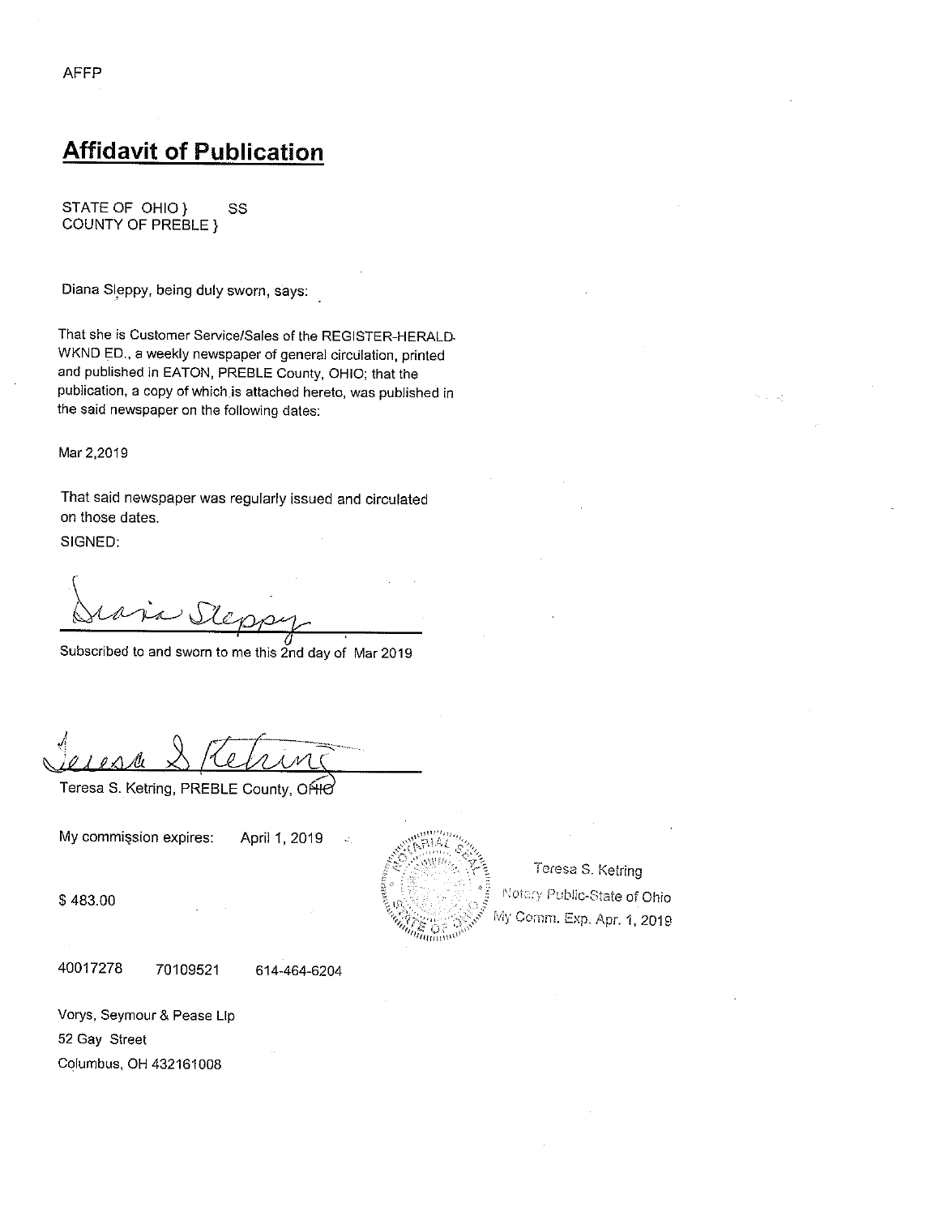AFFP

# Affidavit of Publication

STATE OF OHIO } SS
COUNTY OF PREBLE }

Diana Sleppy, being duly sworn, says:

That she is Customer Service/Sales of the REGISTER-HERALD-WKND ED., a weekly newspaper of general circulation, printed and published in EATON, PREBLE County, OHIO; that the publication, a copy of which is attached hereto, was published in the said newspaper on the following dates:

Mar 2,2019

That said newspaper was regularly issued and circulated on those dates.

SIGNED:

Diana Sleppy

Subscribed to and sworn to me this 2nd day of Mar 2019

Teresa S Ketring

Teresa S. Ketring, PREBLE County, OHIO

My commission expires: April 1, 2019

NOTARIAL SEAL — STATE OF OHIO

Teresa S. Ketring
Notary Public-State of Ohio
My Comm. Exp. Apr. 1, 2019

$ 483.00

40017278 70109521 614-464-6204

Vorys, Seymour & Pease Llp
52 Gay Street
Columbus, OH 432161008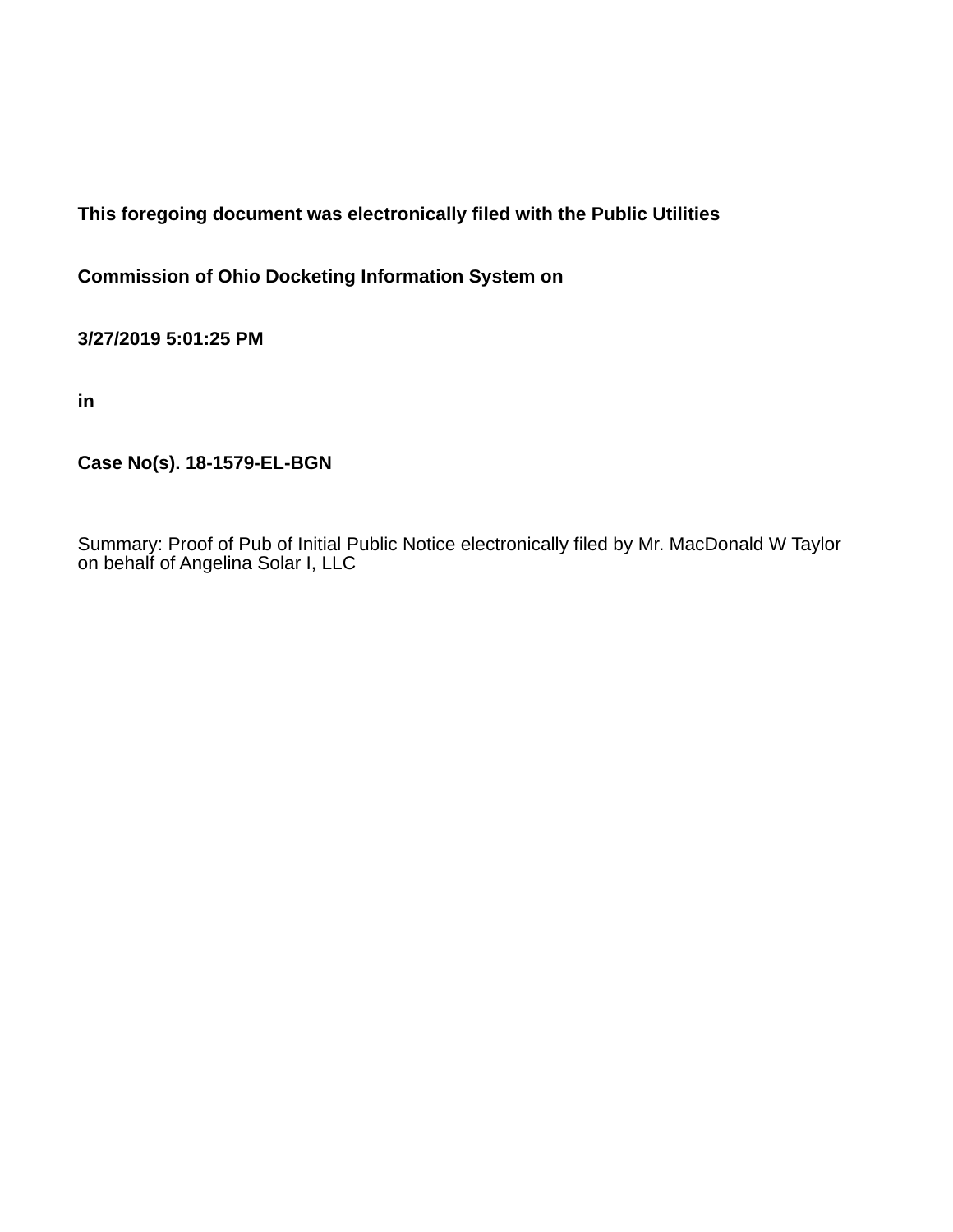**This foregoing document was electronically filed with the Public Utilities**

**Commission of Ohio Docketing Information System on**

**3/27/2019 5:01:25 PM**

**in**

**Case No(s). 18-1579-EL-BGN**

Summary: Proof of Pub of Initial Public Notice electronically filed by Mr. MacDonald W Taylor on behalf of Angelina Solar I, LLC